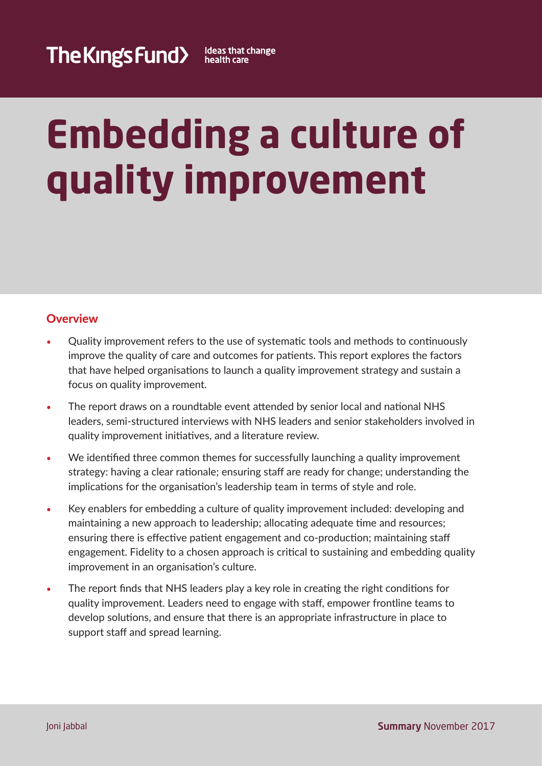The King's Fund Ideas that change health care

# Embedding a culture of quality improvement

## Overview

- Quality improvement refers to the use of systematic tools and methods to continuously improve the quality of care and outcomes for patients. This report explores the factors that have helped organisations to launch a quality improvement strategy and sustain a focus on quality improvement.
- The report draws on a roundtable event attended by senior local and national NHS leaders, semi-structured interviews with NHS leaders and senior stakeholders involved in quality improvement initiatives, and a literature review.
- We identified three common themes for successfully launching a quality improvement strategy: having a clear rationale; ensuring staff are ready for change; understanding the implications for the organisation's leadership team in terms of style and role.
- Key enablers for embedding a culture of quality improvement included: developing and maintaining a new approach to leadership; allocating adequate time and resources; ensuring there is effective patient engagement and co-production; maintaining staff engagement. Fidelity to a chosen approach is critical to sustaining and embedding quality improvement in an organisation's culture.
- The report finds that NHS leaders play a key role in creating the right conditions for quality improvement. Leaders need to engage with staff, empower frontline teams to develop solutions, and ensure that there is an appropriate infrastructure in place to support staff and spread learning.

Joni Jabbal

**Summary** November 2017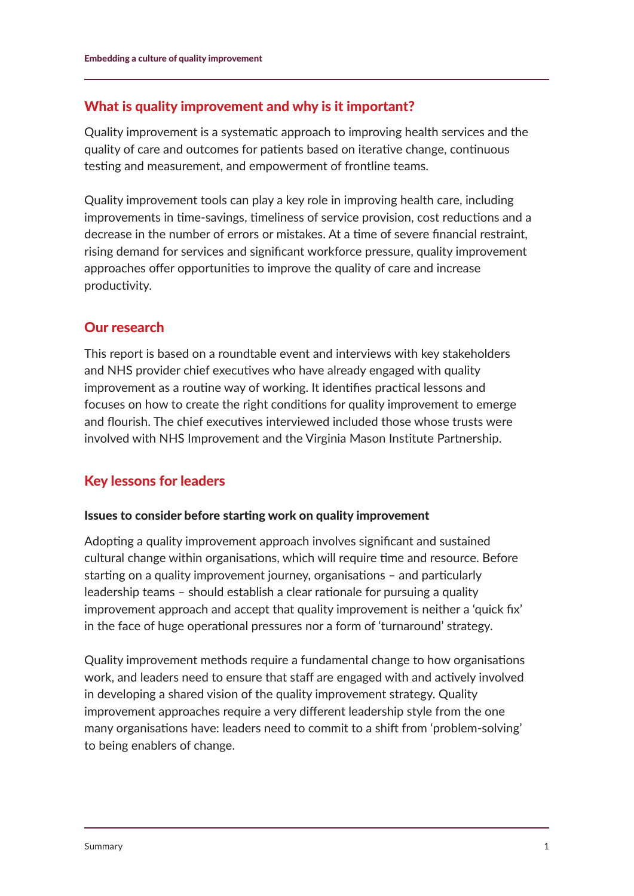## What is quality improvement and why is it important?

Quality improvement is a systematic approach to improving health services and the quality of care and outcomes for patients based on iterative change, continuous testing and measurement, and empowerment of frontline teams.

Quality improvement tools can play a key role in improving health care, including improvements in time-savings, timeliness of service provision, cost reductions and a decrease in the number of errors or mistakes. At a time of severe financial restraint, rising demand for services and significant workforce pressure, quality improvement approaches offer opportunities to improve the quality of care and increase productivity.

## Our research

This report is based on a roundtable event and interviews with key stakeholders and NHS provider chief executives who have already engaged with quality improvement as a routine way of working. It identifies practical lessons and focuses on how to create the right conditions for quality improvement to emerge and flourish. The chief executives interviewed included those whose trusts were involved with NHS Improvement and the Virginia Mason Institute Partnership.

## Key lessons for leaders

### Issues to consider before starting work on quality improvement

Adopting a quality improvement approach involves significant and sustained cultural change within organisations, which will require time and resource. Before starting on a quality improvement journey, organisations – and particularly leadership teams – should establish a clear rationale for pursuing a quality improvement approach and accept that quality improvement is neither a 'quick fix' in the face of huge operational pressures nor a form of 'turnaround' strategy.

Quality improvement methods require a fundamental change to how organisations work, and leaders need to ensure that staff are engaged with and actively involved in developing a shared vision of the quality improvement strategy. Quality improvement approaches require a very different leadership style from the one many organisations have: leaders need to commit to a shift from 'problem-solving' to being enablers of change.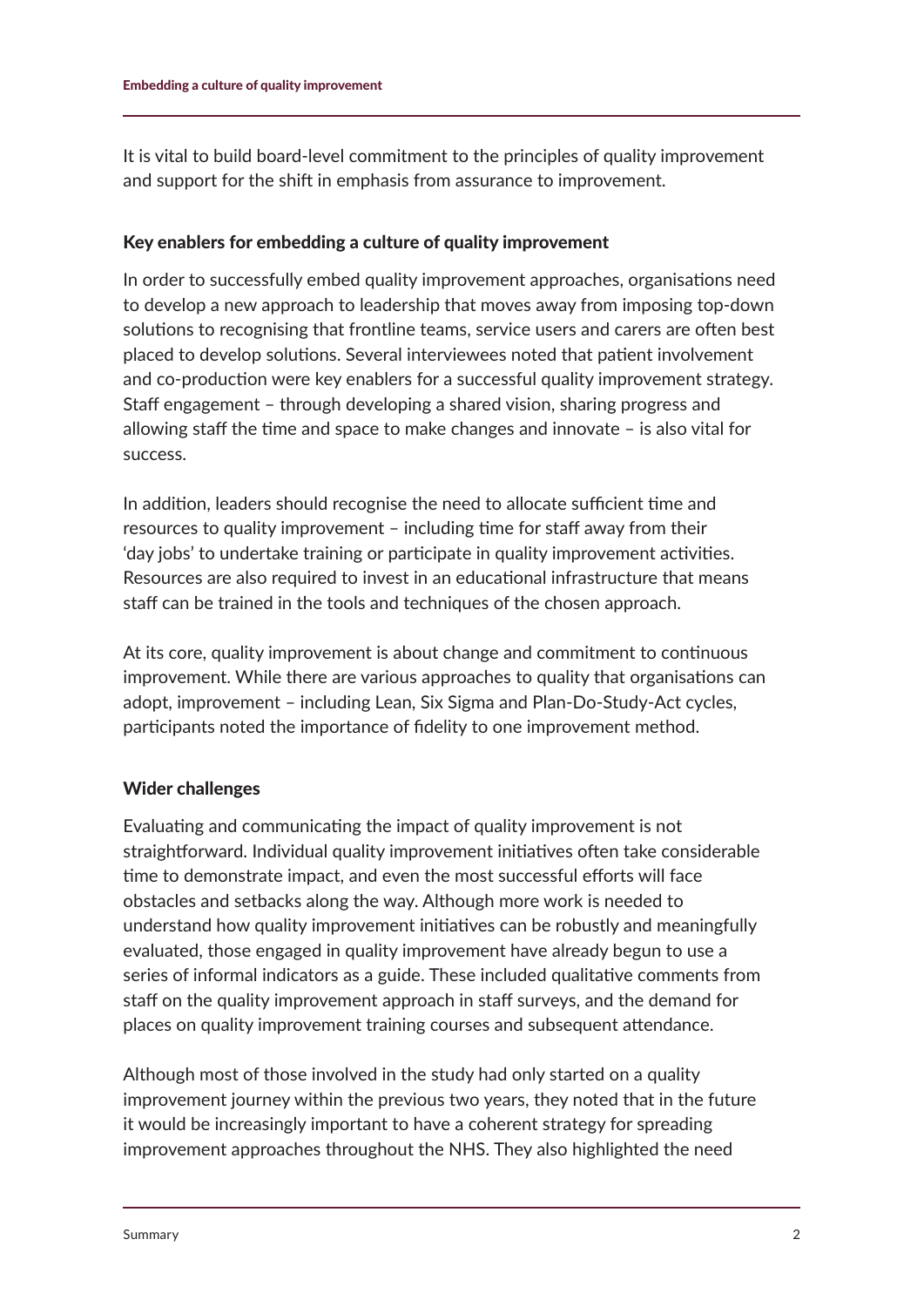It is vital to build board-level commitment to the principles of quality improvement and support for the shift in emphasis from assurance to improvement.

### Key enablers for embedding a culture of quality improvement

In order to successfully embed quality improvement approaches, organisations need to develop a new approach to leadership that moves away from imposing top-down solutions to recognising that frontline teams, service users and carers are often best placed to develop solutions. Several interviewees noted that patient involvement and co-production were key enablers for a successful quality improvement strategy. Staff engagement – through developing a shared vision, sharing progress and allowing staff the time and space to make changes and innovate – is also vital for success.

In addition, leaders should recognise the need to allocate sufficient time and resources to quality improvement – including time for staff away from their 'day jobs' to undertake training or participate in quality improvement activities. Resources are also required to invest in an educational infrastructure that means staff can be trained in the tools and techniques of the chosen approach.

At its core, quality improvement is about change and commitment to continuous improvement. While there are various approaches to quality that organisations can adopt, improvement – including Lean, Six Sigma and Plan-Do-Study-Act cycles, participants noted the importance of fidelity to one improvement method.

### Wider challenges

Evaluating and communicating the impact of quality improvement is not straightforward. Individual quality improvement initiatives often take considerable time to demonstrate impact, and even the most successful efforts will face obstacles and setbacks along the way. Although more work is needed to understand how quality improvement initiatives can be robustly and meaningfully evaluated, those engaged in quality improvement have already begun to use a series of informal indicators as a guide. These included qualitative comments from staff on the quality improvement approach in staff surveys, and the demand for places on quality improvement training courses and subsequent attendance.

Although most of those involved in the study had only started on a quality improvement journey within the previous two years, they noted that in the future it would be increasingly important to have a coherent strategy for spreading improvement approaches throughout the NHS. They also highlighted the need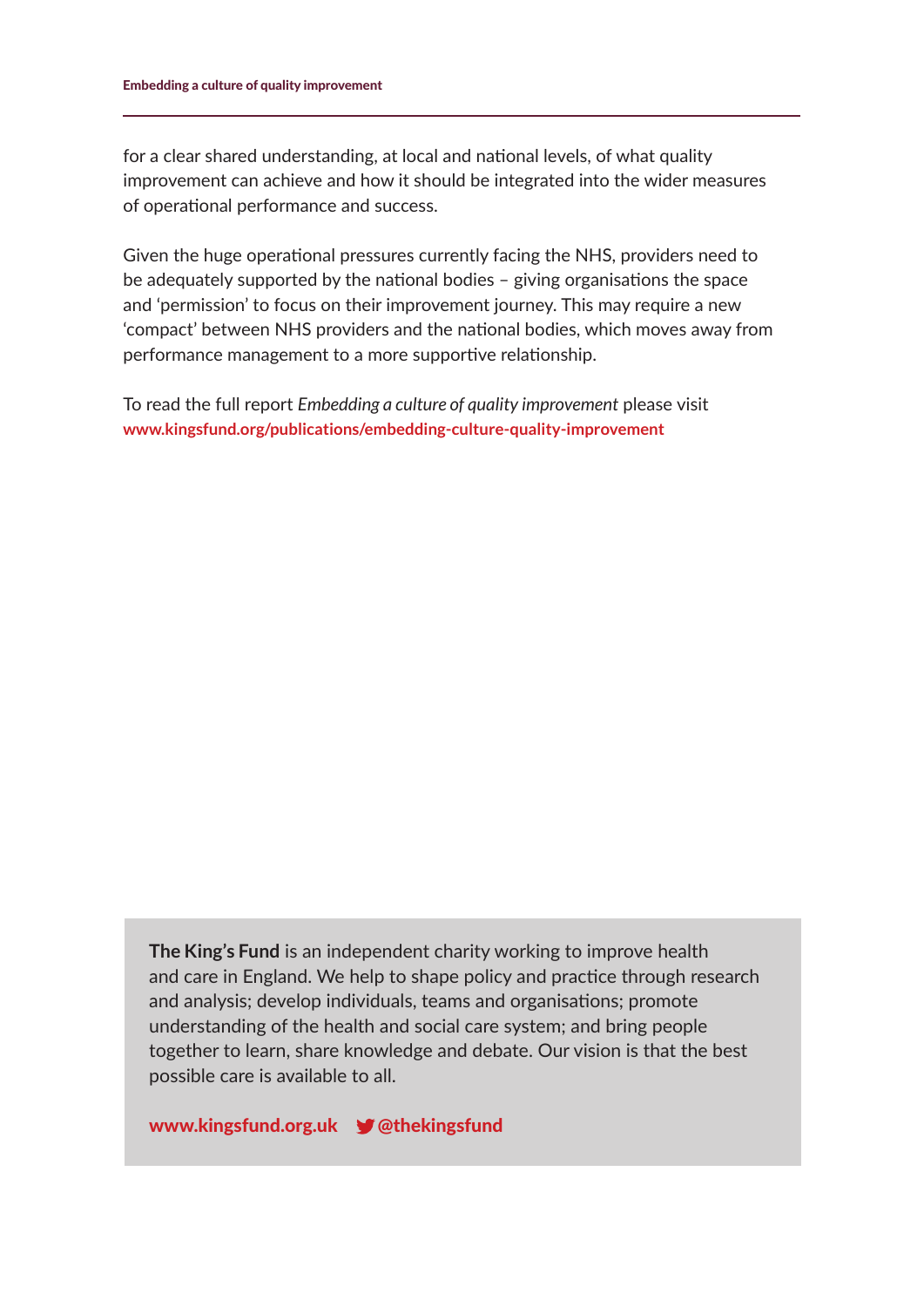for a clear shared understanding, at local and national levels, of what quality improvement can achieve and how it should be integrated into the wider measures of operational performance and success.

Given the huge operational pressures currently facing the NHS, providers need to be adequately supported by the national bodies – giving organisations the space and 'permission' to focus on their improvement journey. This may require a new 'compact' between NHS providers and the national bodies, which moves away from performance management to a more supportive relationship.

To read the full report *Embedding a culture of quality improvement* please visit **www.kingsfund.org/publications/embedding-culture-quality-improvement**

**The King's Fund** is an independent charity working to improve health and care in England. We help to shape policy and practice through research and analysis; develop individuals, teams and organisations; promote understanding of the health and social care system; and bring people together to learn, share knowledge and debate. Our vision is that the best possible care is available to all.

**www.kingsfund.org.uk** **@thekingsfund**